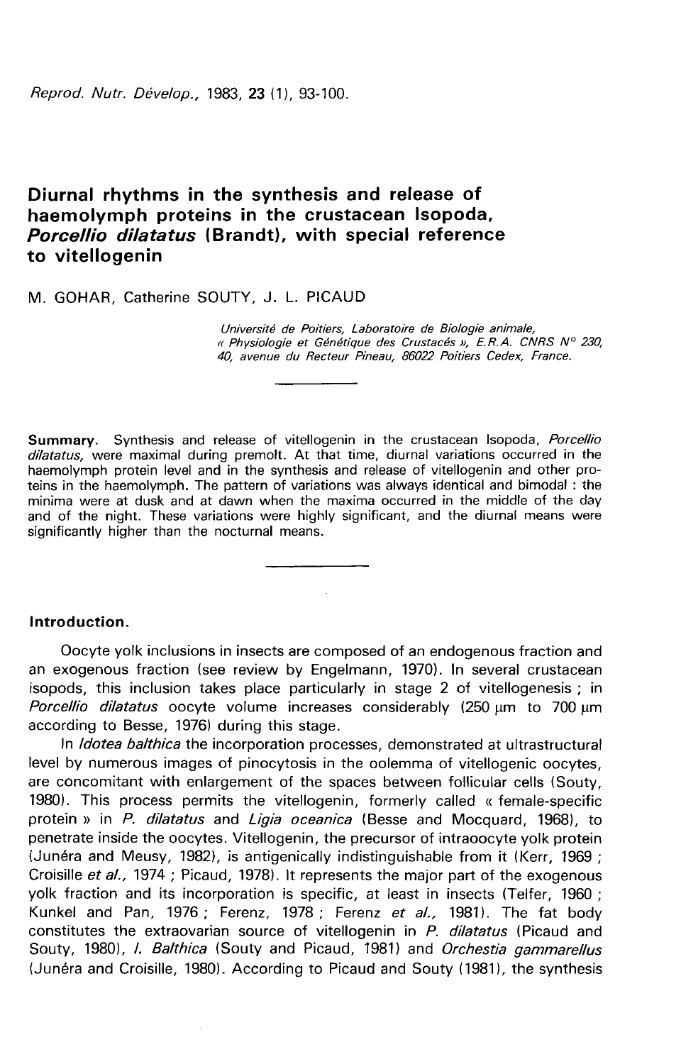# Diurnal rhythms in the synthesis and release of haemolymph proteins in the crustacean Isopoda, *Porcellio dilatatus* (Brandt), with special reference to vitellogenin

M. GOHAR, Catherine SOUTY, J. L. PICAUD

*Université de Poitiers, Laboratoire de Biologie animale, « Physiologie et Génétique des Crustacés », E.R.A. CNRS N° 230, 40, avenue du Recteur Pineau, 86022 Poitiers Cedex, France.*

**Summary.** Synthesis and release of vitellogenin in the crustacean Isopoda, *Porcellio dilatatus,* were maximal during premolt. At that time, diurnal variations occurred in the haemolymph protein level and in the synthesis and release of vitellogenin and other proteins in the haemolymph. The pattern of variations was always identical and bimodal : the minima were at dusk and at dawn when the maxima occurred in the middle of the day and of the night. These variations were highly significant, and the diurnal means were significantly higher than the nocturnal means.

## Introduction.

Oocyte yolk inclusions in insects are composed of an endogenous fraction and an exogenous fraction (see review by Engelmann, 1970). In several crustacean isopods, this inclusion takes place particularly in stage 2 of vitellogenesis ; in *Porcellio dilatatus* oocyte volume increases considerably (250 μm to 700 μm according to Besse, 1976) during this stage.

In *Idotea balthica* the incorporation processes, demonstrated at ultrastructural level by numerous images of pinocytosis in the oolemma of vitellogenic oocytes, are concomitant with enlargement of the spaces between follicular cells (Souty, 1980). This process permits the vitellogenin, formerly called « female-specific protein » in *P. dilatatus* and *Ligia oceanica* (Besse and Mocquard, 1968), to penetrate inside the oocytes. Vitellogenin, the precursor of intraoocyte yolk protein (Junéra and Meusy, 1982), is antigenically indistinguishable from it (Kerr, 1969 ; Croisille *et al.,* 1974 ; Picaud, 1978). It represents the major part of the exogenous yolk fraction and its incorporation is specific, at least in insects (Telfer, 1960 ; Kunkel and Pan, 1976 ; Ferenz, 1978 ; Ferenz *et al.,* 1981). The fat body constitutes the extraovarian source of vitellogenin in *P. dilatatus* (Picaud and Souty, 1980), *I. Balthica* (Souty and Picaud, 1981) and *Orchestia gammarellus* (Junéra and Croisille, 1980). According to Picaud and Souty (1981), the synthesis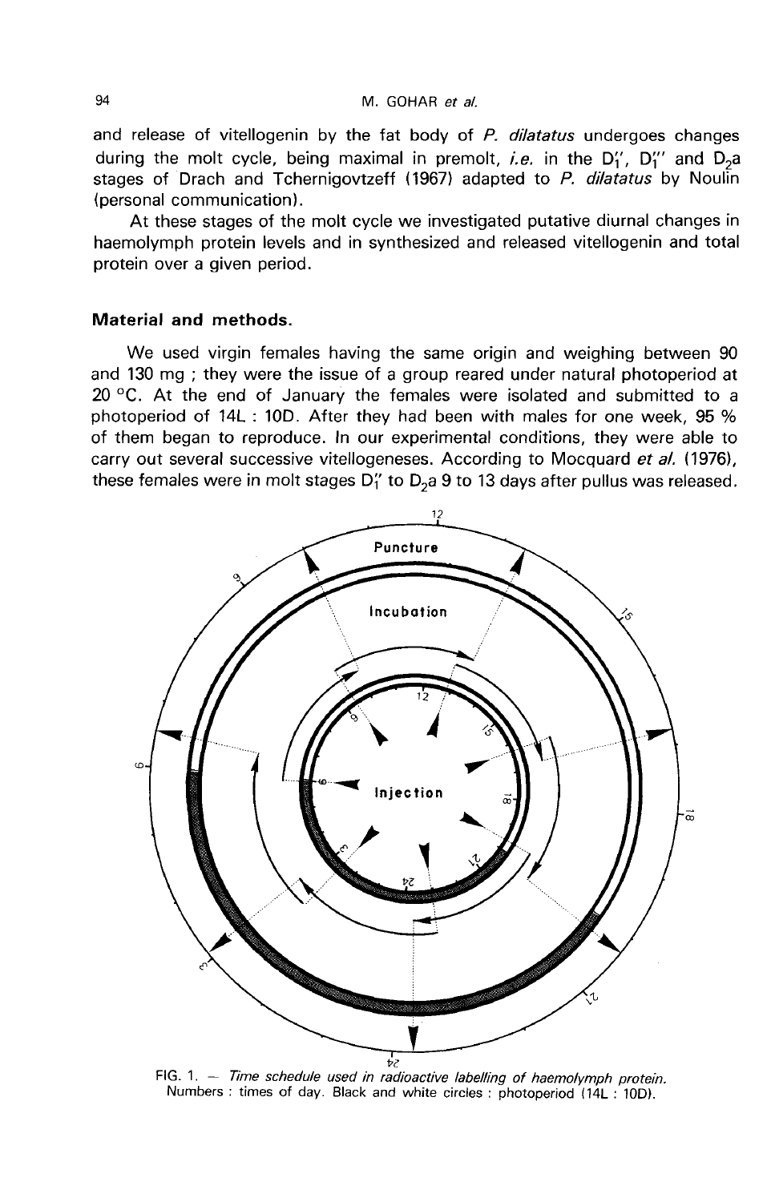and release of vitellogenin by the fat body of *P. dilatatus* undergoes changes during the molt cycle, being maximal in premolt, *i.e.* in the $D_1''$, $D_1'''$ and $D_2a$ stages of Drach and Tchernigovtzeff (1967) adapted to *P. dilatatus* by Noulin (personal communication).

At these stages of the molt cycle we investigated putative diurnal changes in haemolymph protein levels and in synthesized and released vitellogenin and total protein over a given period.

## Material and methods.

We used virgin females having the same origin and weighing between 90 and 130 mg ; they were the issue of a group reared under natural photoperiod at 20 °C. At the end of January the females were isolated and submitted to a photoperiod of 14L : 10D. After they had been with males for one week, 95 % of them began to reproduce. In our experimental conditions, they were able to carry out several successive vitellogeneses. According to Mocquard *et al.* (1976), these females were in molt stages $D_1''$ to $D_2a$ 9 to 13 days after pullus was released.

FIG. 1. — *Time schedule used in radioactive labelling of haemolymph protein.* Numbers : times of day. Black and white circles : photoperiod (14L : 10D).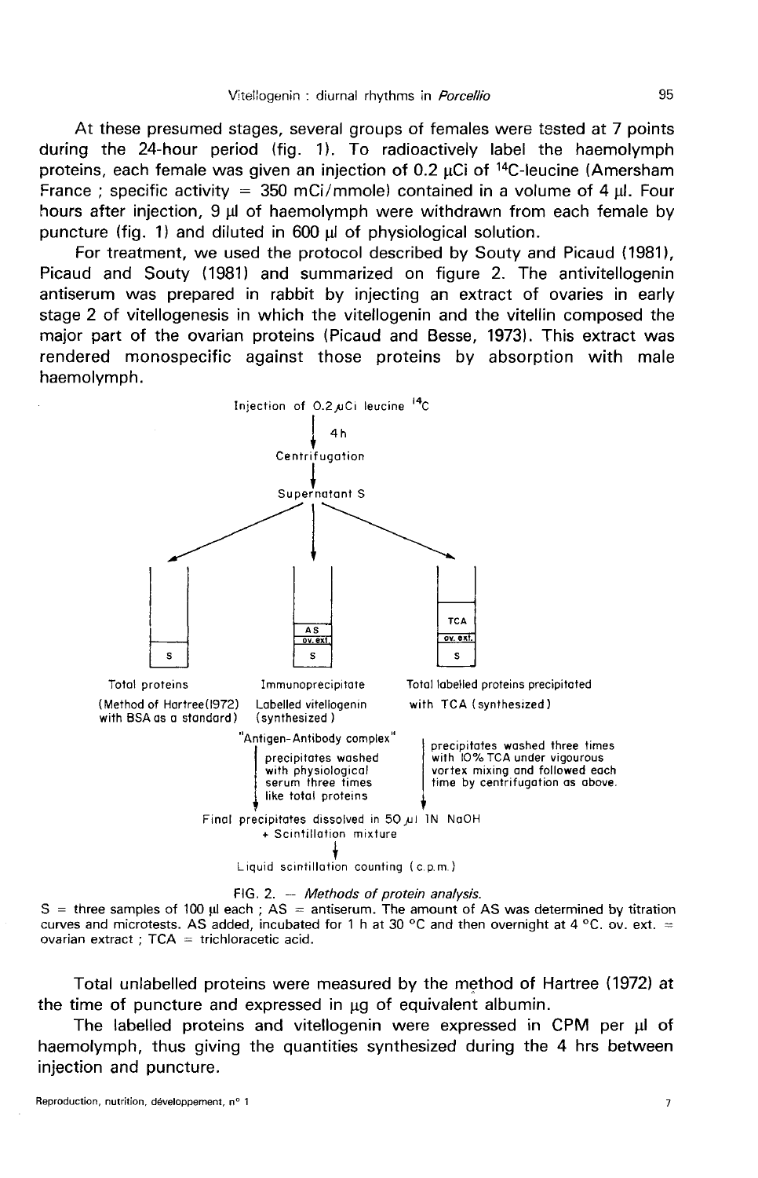At these presumed stages, several groups of females were tested at 7 points during the 24-hour period (fig. 1). To radioactively label the haemolymph proteins, each female was given an injection of 0.2 μCi of $^{14}$C-leucine (Amersham France ; specific activity = 350 mCi/mmole) contained in a volume of 4 μl. Four hours after injection, 9 μl of haemolymph were withdrawn from each female by puncture (fig. 1) and diluted in 600 μl of physiological solution.

For treatment, we used the protocol described by Souty and Picaud (1981), Picaud and Souty (1981) and summarized on figure 2. The antivitellogenin antiserum was prepared in rabbit by injecting an extract of ovaries in early stage 2 of vitellogenesis in which the vitellogenin and the vitellin composed the major part of the ovarian proteins (Picaud and Besse, 1973). This extract was rendered monospecific against those proteins by absorption with male haemolymph.

Injection of 0.2 μCi leucine $^{14}$C
↓ 4 h
Centrifugation
↓
Supernatant S

| S | AS / ov. ext. / S | TCA / ov. ext. / S |
|---|---|---|
| Total proteins (Method of Hartree (1972) with BSA as a standard) | Immunoprecipitate Labelled vitellogenin (synthesized) | Total labelled proteins precipitated with TCA (synthesized) |
| | "Antigen-Antibody complex" — precipitates washed with physiological serum three times like total proteins | precipitates washed three times with 10 % TCA under vigourous vortex mixing and followed each time by centrifugation as above. |

Final precipitates dissolved in 50 μl 1N NaOH + Scintillation mixture
↓
Liquid scintillation counting (c.p.m.)

FIG. 2. — *Methods of protein analysis.*
S = three samples of 100 μl each ; AS = antiserum. The amount of AS was determined by titration curves and microtests. AS added, incubated for 1 h at 30 °C and then overnight at 4 °C. ov. ext. = ovarian extract ; TCA = trichloracetic acid.

Total unlabelled proteins were measured by the method of Hartree (1972) at the time of puncture and expressed in μg of equivalent albumin.

The labelled proteins and vitellogenin were expressed in CPM per μl of haemolymph, thus giving the quantities synthesized during the 4 hrs between injection and puncture.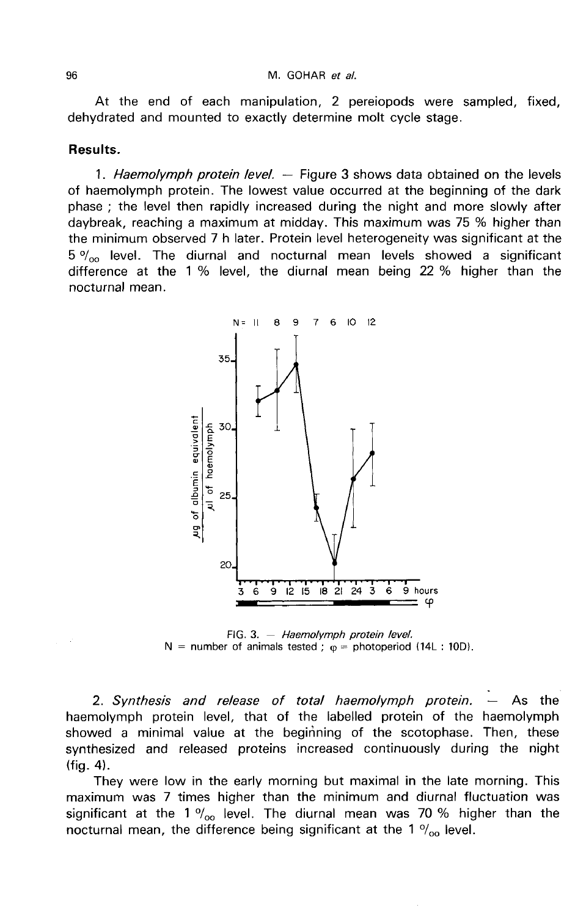At the end of each manipulation, 2 pereiopods were sampled, fixed, dehydrated and mounted to exactly determine molt cycle stage.

## Results.

1. *Haemolymph protein level.* — Figure 3 shows data obtained on the levels of haemolymph protein. The lowest value occurred at the beginning of the dark phase ; the level then rapidly increased during the night and more slowly after daybreak, reaching a maximum at midday. This maximum was 75 % higher than the minimum observed 7 h later. Protein level heterogeneity was significant at the 5 ‰ level. The diurnal and nocturnal mean levels showed a significant difference at the 1 % level, the diurnal mean being 22 % higher than the nocturnal mean.

FIG. 3. — *Haemolymph protein level.*
N = number of animals tested ; φ = photoperiod (14L : 10D).

2. *Synthesis and release of total haemolymph protein.* — As the haemolymph protein level, that of the labelled protein of the haemolymph showed a minimal value at the beginning of the scotophase. Then, these synthesized and released proteins increased continuously during the night (fig. 4).

They were low in the early morning but maximal in the late morning. This maximum was 7 times higher than the minimum and diurnal fluctuation was significant at the 1 ‰ level. The diurnal mean was 70 % higher than the nocturnal mean, the difference being significant at the 1 ‰ level.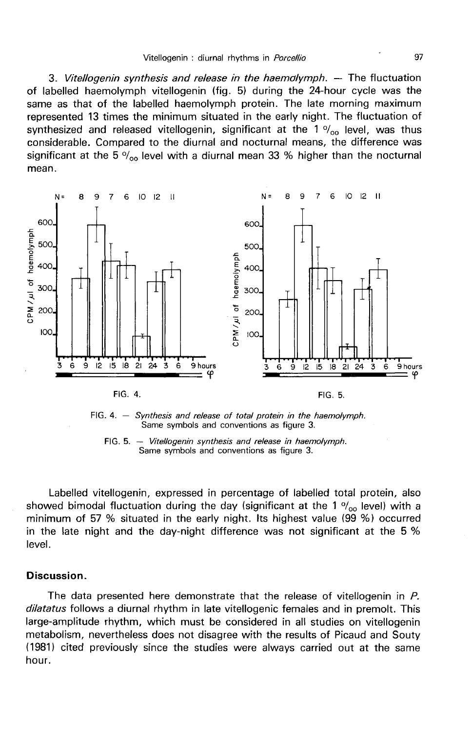3. *Vitellogenin synthesis and release in the haemolymph.* — The fluctuation of labelled haemolymph vitellogenin (fig. 5) during the 24-hour cycle was the same as that of the labelled haemolymph protein. The late morning maximum represented 13 times the minimum situated in the early night. The fluctuation of synthesized and released vitellogenin, significant at the 1 ‰ level, was thus considerable. Compared to the diurnal and nocturnal means, the difference was significant at the 5 ‰ level with a diurnal mean 33 % higher than the nocturnal mean.

FIG. 4. — *Synthesis and release of total protein in the haemolymph.* Same symbols and conventions as figure 3.

FIG. 5. — *Vitellogenin synthesis and release in haemolymph.* Same symbols and conventions as figure 3.

Labelled vitellogenin, expressed in percentage of labelled total protein, also showed bimodal fluctuation during the day (significant at the 1 ‰ level) with a minimum of 57 % situated in the early night. Its highest value (99 %) occurred in the late night and the day-night difference was not significant at the 5 % level.

## Discussion.

The data presented here demonstrate that the release of vitellogenin in *P. dilatatus* follows a diurnal rhythm in late vitellogenic females and in premolt. This large-amplitude rhythm, which must be considered in all studies on vitellogenin metabolism, nevertheless does not disagree with the results of Picaud and Souty (1981) cited previously since the studies were always carried out at the same hour.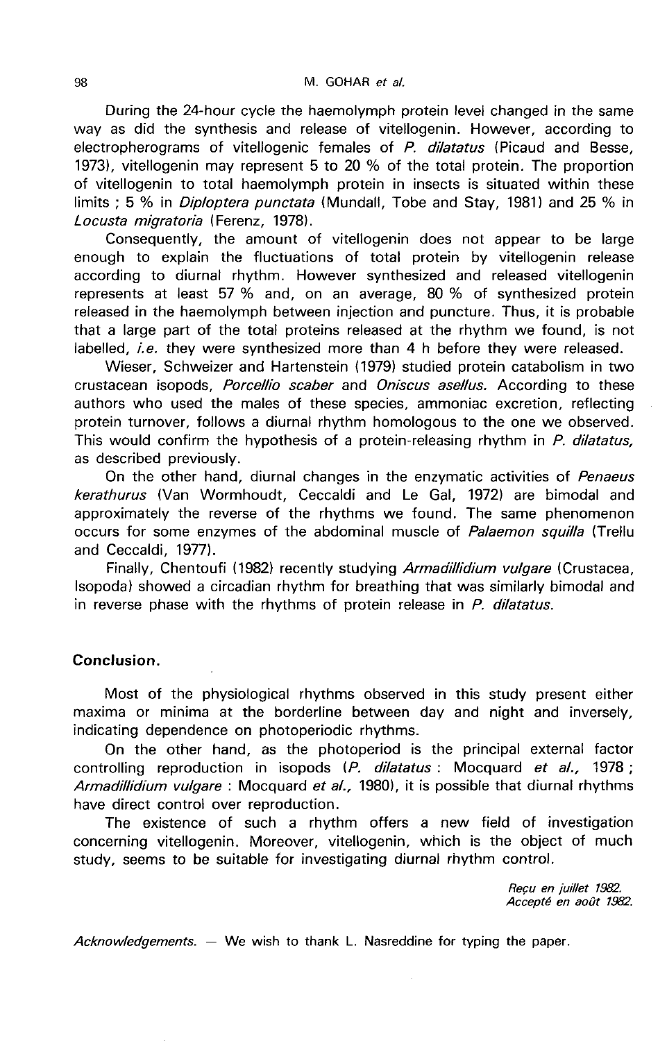During the 24-hour cycle the haemolymph protein level changed in the same way as did the synthesis and release of vitellogenin. However, according to electropherograms of vitellogenic females of *P. dilatatus* (Picaud and Besse, 1973), vitellogenin may represent 5 to 20 % of the total protein. The proportion of vitellogenin to total haemolymph protein in insects is situated within these limits ; 5 % in *Diploptera punctata* (Mundall, Tobe and Stay, 1981) and 25 % in *Locusta migratoria* (Ferenz, 1978).

Consequently, the amount of vitellogenin does not appear to be large enough to explain the fluctuations of total protein by vitellogenin release according to diurnal rhythm. However synthesized and released vitellogenin represents at least 57 % and, on an average, 80 % of synthesized protein released in the haemolymph between injection and puncture. Thus, it is probable that a large part of the total proteins released at the rhythm we found, is not labelled, *i.e.* they were synthesized more than 4 h before they were released.

Wieser, Schweizer and Hartenstein (1979) studied protein catabolism in two crustacean isopods, *Porcellio scaber* and *Oniscus asellus.* According to these authors who used the males of these species, ammoniac excretion, reflecting protein turnover, follows a diurnal rhythm homologous to the one we observed. This would confirm the hypothesis of a protein-releasing rhythm in *P. dilatatus,* as described previously.

On the other hand, diurnal changes in the enzymatic activities of *Penaeus kerathurus* (Van Wormhoudt, Ceccaldi and Le Gal, 1972) are bimodal and approximately the reverse of the rhythms we found. The same phenomenon occurs for some enzymes of the abdominal muscle of *Palaemon squilla* (Trellu and Ceccaldi, 1977).

Finally, Chentoufi (1982) recently studying *Armadillidium vulgare* (Crustacea, Isopoda) showed a circadian rhythm for breathing that was similarly bimodal and in reverse phase with the rhythms of protein release in *P. dilatatus.*

## Conclusion.

Most of the physiological rhythms observed in this study present either maxima or minima at the borderline between day and night and inversely, indicating dependence on photoperiodic rhythms.

On the other hand, as the photoperiod is the principal external factor controlling reproduction in isopods (*P. dilatatus* : Mocquard *et al.,* 1978 ; *Armadillidium vulgare* : Mocquard *et al.,* 1980), it is possible that diurnal rhythms have direct control over reproduction.

The existence of such a rhythm offers a new field of investigation concerning vitellogenin. Moreover, vitellogenin, which is the object of much study, seems to be suitable for investigating diurnal rhythm control.

*Reçu en juillet 1982.*
*Accepté en août 1982.*

*Acknowledgements.* — We wish to thank L. Nasreddine for typing the paper.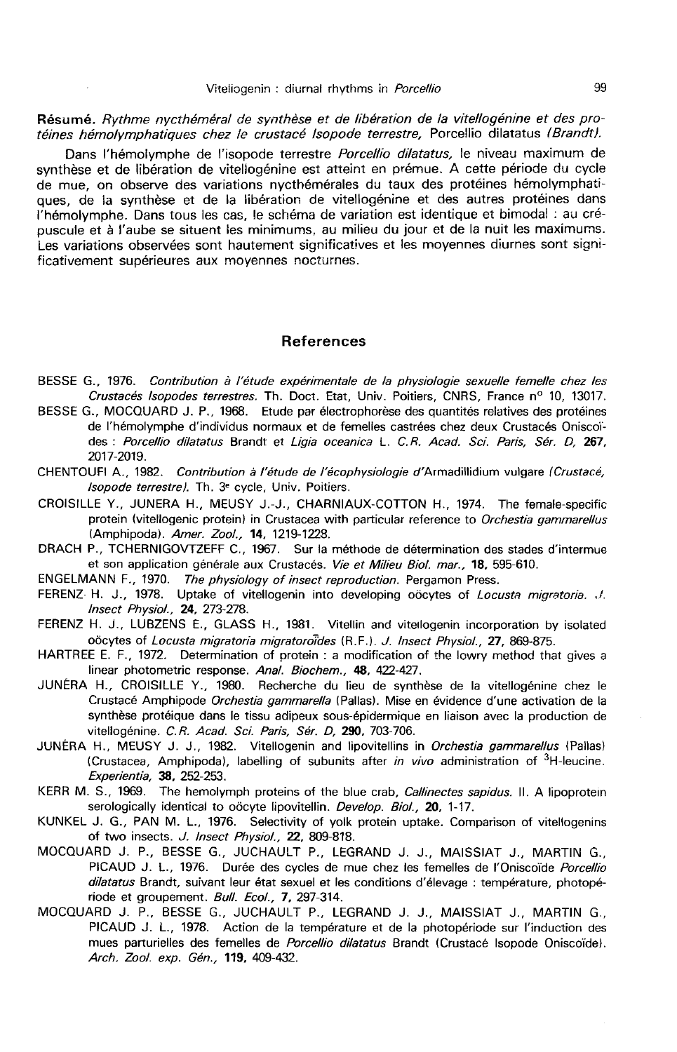**Résumé.** *Rythme nycthéméral de synthèse et de libération de la vitellogénine et des protéines hémolymphatiques chez le crustacé Isopode terrestre,* Porcellio dilatatus *(Brandt).*

Dans l'hémolymphe de l'isopode terrestre *Porcellio dilatatus,* le niveau maximum de synthèse et de libération de vitellogénine est atteint en prémue. A cette période du cycle de mue, on observe des variations nycthémérales du taux des protéines hémolymphatiques, de la synthèse et de la libération de vitellogénine et des autres protéines dans l'hémolymphe. Dans tous les cas, le schéma de variation est identique et bimodal : au crépuscule et à l'aube se situent les minimums, au milieu du jour et de la nuit les maximums. Les variations observées sont hautement significatives et les moyennes diurnes sont significativement supérieures aux moyennes nocturnes.

## References

BESSE G., 1976. *Contribution à l'étude expérimentale de la physiologie sexuelle femelle chez les Crustacés Isopodes terrestres.* Th. Doct. Etat, Univ. Poitiers, CNRS, France n° 10, 13017.

BESSE G., MOCQUARD J. P., 1968. Etude par électrophorèse des quantités relatives des protéines de l'hémolymphe d'individus normaux et de femelles castrées chez deux Crustacés Oniscoïdes : *Porcellio dilatatus* Brandt et *Ligia oceanica* L. *C.R. Acad. Sci. Paris, Sér. D,* **267,** 2017-2019.

CHENTOUFI A., 1982. *Contribution à l'étude de l'écophysiologie d'*Armadillidium vulgare *(Crustacé, Isopode terrestre).* Th. 3e cycle, Univ. Poitiers.

CROISILLE Y., JUNERA H., MEUSY J.-J., CHARNIAUX-COTTON H., 1974. The female-specific protein (vitellogenic protein) in Crustacea with particular reference to *Orchestia gammarellus* (Amphipoda). *Amer. Zool.,* **14,** 1219-1228.

DRACH P., TCHERNIGOVTZEFF C., 1967. Sur la méthode de détermination des stades d'intermue et son application générale aux Crustacés. *Vie et Milieu Biol. mar.,* **18,** 595-610.

ENGELMANN F., 1970. *The physiology of insect reproduction.* Pergamon Press.

FERENZ H. J., 1978. Uptake of vitellogenin into developing oöcytes of *Locusta migratoria. J. Insect Physiol.,* **24,** 273-278.

FERENZ H. J., LUBZENS E., GLASS H., 1981. Vitellin and vitellogenin incorporation by isolated oöcytes of *Locusta migratoria migratoroïdes* (R.F.). *J. Insect Physiol.,* **27,** 869-875.

HARTREE E. F., 1972. Determination of protein : a modification of the lowry method that gives a linear photometric response. *Anal. Biochem.,* **48,** 422-427.

JUNÉRA H., CROISILLE Y., 1980. Recherche du lieu de synthèse de la vitellogénine chez le Crustacé Amphipode *Orchestia gammarella* (Pallas). Mise en évidence d'une activation de la synthèse protéique dans le tissu adipeux sous-épidermique en liaison avec la production de vitellogénine. *C.R. Acad. Sci. Paris, Sér. D,* **290,** 703-706.

JUNÉRA H., MEUSY J. J., 1982. Vitellogenin and lipovitellins in *Orchestia gammarellus* (Pallas) (Crustacea, Amphipoda), labelling of subunits after *in vivo* administration of $^3$H-leucine. *Experientia,* **38,** 252-253.

KERR M. S., 1969. The hemolymph proteins of the blue crab, *Callinectes sapidus.* II. A lipoprotein serologically identical to oöcyte lipovitellin. *Develop. Biol.,* **20,** 1-17.

KUNKEL J. G., PAN M. L., 1976. Selectivity of yolk protein uptake. Comparison of vitellogenins of two insects. *J. Insect Physiol.,* **22,** 809-818.

MOCQUARD J. P., BESSE G., JUCHAULT P., LEGRAND J. J., MAISSIAT J., MARTIN G., PICAUD J. L., 1976. Durée des cycles de mue chez les femelles de l'Oniscoïde *Porcellio dilatatus* Brandt, suivant leur état sexuel et les conditions d'élevage : température, photopériode et groupement. *Bull. Ecol.,* **7,** 297-314.

MOCQUARD J. P., BESSE G., JUCHAULT P., LEGRAND J. J., MAISSIAT J., MARTIN G., PICAUD J. L., 1978. Action de la température et de la photopériode sur l'induction des mues parturielles des femelles de *Porcellio dilatatus* Brandt (Crustacé Isopode Oniscoïde). *Arch. Zool. exp. Gén.,* **119,** 409-432.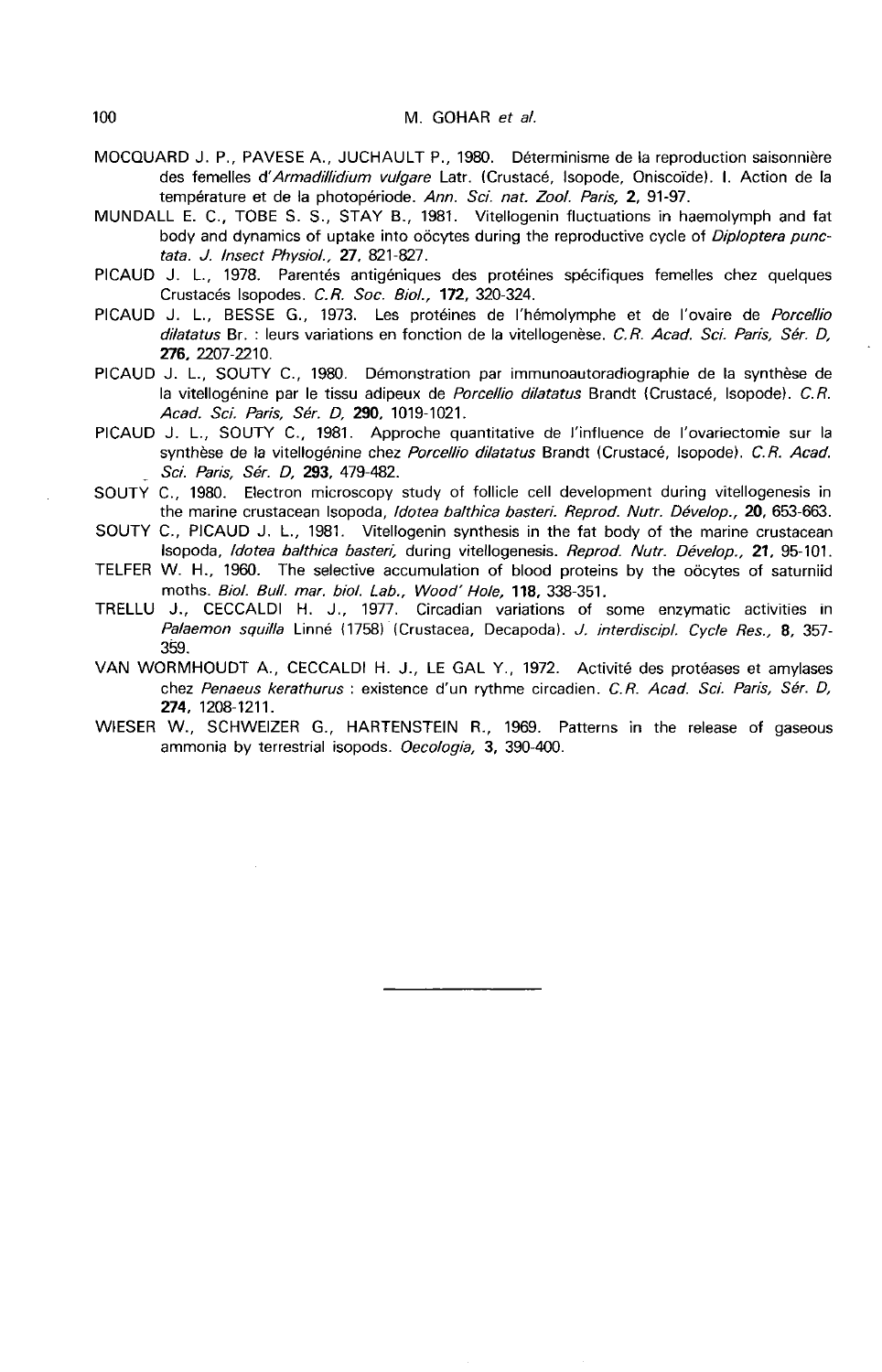MOCQUARD J. P., PAVESE A., JUCHAULT P., 1980. Déterminisme de la reproduction saisonnière des femelles d'*Armadillidium vulgare* Latr. (Crustacé, Isopode, Oniscoïde). I. Action de la température et de la photopériode. *Ann. Sci. nat. Zool. Paris,* **2**, 91-97.

MUNDALL E. C., TOBE S. S., STAY B., 1981. Vitellogenin fluctuations in haemolymph and fat body and dynamics of uptake into oöcytes during the reproductive cycle of *Diploptera punctata*. *J. Insect Physiol.,* **27**, 821-827.

PICAUD J. L., 1978. Parentés antigéniques des protéines spécifiques femelles chez quelques Crustacés Isopodes. *C.R. Soc. Biol.,* **172**, 320-324.

PICAUD J. L., BESSE G., 1973. Les protéines de l'hémolymphe et de l'ovaire de *Porcellio dilatatus* Br. : leurs variations en fonction de la vitellogenèse. *C.R. Acad. Sci. Paris, Sér. D,* **276**, 2207-2210.

PICAUD J. L., SOUTY C., 1980. Démonstration par immunoautoradiographie de la synthèse de la vitellogénine par le tissu adipeux de *Porcellio dilatatus* Brandt (Crustacé, Isopode). *C.R. Acad. Sci. Paris, Sér. D,* **290**, 1019-1021.

PICAUD J. L., SOUTY C., 1981. Approche quantitative de l'influence de l'ovariectomie sur la synthèse de la vitellogénine chez *Porcellio dilatatus* Brandt (Crustacé, Isopode). *C.R. Acad. Sci. Paris, Sér. D,* **293**, 479-482.

SOUTY C., 1980. Electron microscopy study of follicle cell development during vitellogenesis in the marine crustacean Isopoda, *Idotea balthica basteri*. *Reprod. Nutr. Dévelop.,* **20**, 653-663.

SOUTY C., PICAUD J. L., 1981. Vitellogenin synthesis in the fat body of the marine crustacean Isopoda, *Idotea balthica basteri,* during vitellogenesis. *Reprod. Nutr. Dévelop.,* **21**, 95-101.

TELFER W. H., 1960. The selective accumulation of blood proteins by the oöcytes of saturniid moths. *Biol. Bull. mar. biol. Lab., Wood' Hole,* **118**, 338-351.

TRELLU J., CECCALDI H. J., 1977. Circadian variations of some enzymatic activities in *Palaemon squilla* Linné (1758) (Crustacea, Decapoda). *J. interdiscipl. Cycle Res.,* **8**, 357-359.

VAN WORMHOUDT A., CECCALDI H. J., LE GAL Y., 1972. Activité des protéases et amylases chez *Penaeus kerathurus* : existence d'un rythme circadien. *C.R. Acad. Sci. Paris, Sér. D,* **274**, 1208-1211.

WIESER W., SCHWEIZER G., HARTENSTEIN R., 1969. Patterns in the release of gaseous ammonia by terrestrial isopods. *Oecologia,* **3**, 390-400.